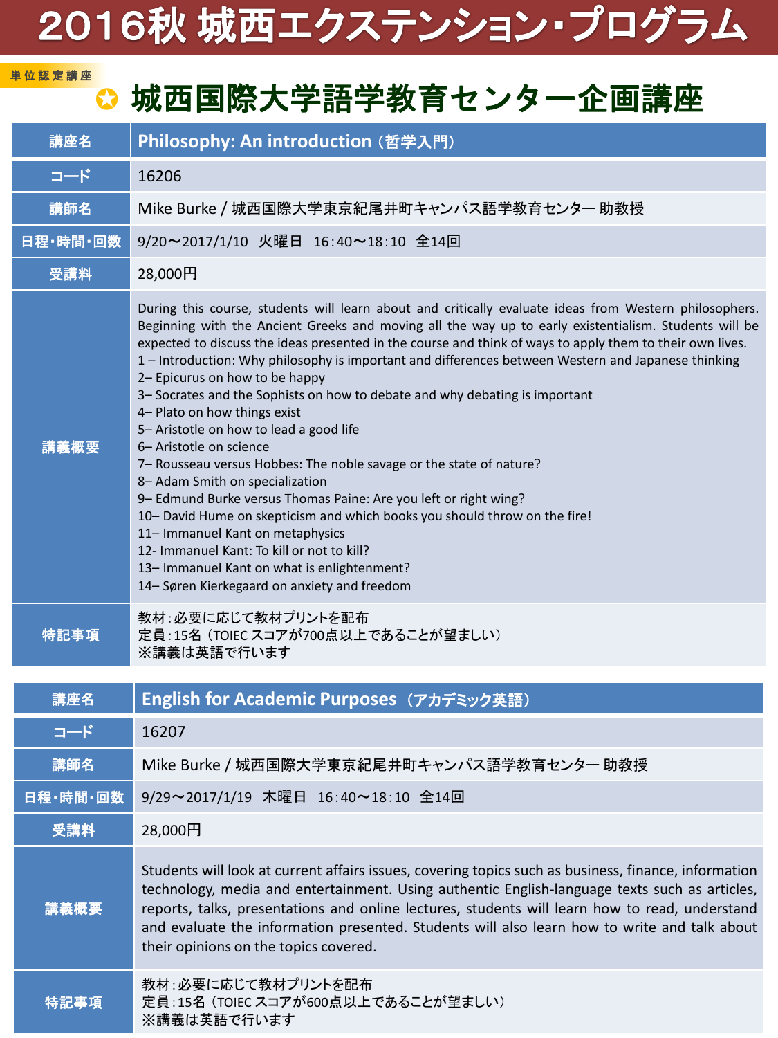# 2016秋 城西エクステンション・プログラム

単位認定講座

## ✪ 城西国際大学語学教育センター企画講座

| 講座名 | Philosophy: An introduction（哲学入門） |
| --- | --- |
| コード | 16206 |
| 講師名 | Mike Burke / 城西国際大学東京紀尾井町キャンパス語学教育センター 助教授 |
| 日程・時間・回数 | 9/20～2017/1/10　火曜日　16:40～18:10　全14回 |
| 受講料 | 28,000円 |
| 講義概要 | During this course, students will learn about and critically evaluate ideas from Western philosophers. Beginning with the Ancient Greeks and moving all the way up to early existentialism. Students will be expected to discuss the ideas presented in the course and think of ways to apply them to their own lives.<br>1 – Introduction: Why philosophy is important and differences between Western and Japanese thinking<br>2– Epicurus on how to be happy<br>3– Socrates and the Sophists on how to debate and why debating is important<br>4– Plato on how things exist<br>5– Aristotle on how to lead a good life<br>6– Aristotle on science<br>7– Rousseau versus Hobbes: The noble savage or the state of nature?<br>8– Adam Smith on specialization<br>9– Edmund Burke versus Thomas Paine: Are you left or right wing?<br>10– David Hume on skepticism and which books you should throw on the fire!<br>11– Immanuel Kant on metaphysics<br>12- Immanuel Kant: To kill or not to kill?<br>13– Immanuel Kant on what is enlightenment?<br>14– Søren Kierkegaard on anxiety and freedom |
| 特記事項 | 教材：必要に応じて教材プリントを配布<br>定員：15名（TOIEC スコアが700点以上であることが望ましい）<br>※講義は英語で行います |

| 講座名 | English for Academic Purposes（アカデミック英語） |
| --- | --- |
| コード | 16207 |
| 講師名 | Mike Burke / 城西国際大学東京紀尾井町キャンパス語学教育センター 助教授 |
| 日程・時間・回数 | 9/29～2017/1/19　木曜日　16:40～18:10　全14回 |
| 受講料 | 28,000円 |
| 講義概要 | Students will look at current affairs issues, covering topics such as business, finance, information technology, media and entertainment. Using authentic English-language texts such as articles, reports, talks, presentations and online lectures, students will learn how to read, understand and evaluate the information presented. Students will also learn how to write and talk about their opinions on the topics covered. |
| 特記事項 | 教材：必要に応じて教材プリントを配布<br>定員：15名（TOIEC スコアが600点以上であることが望ましい）<br>※講義は英語で行います |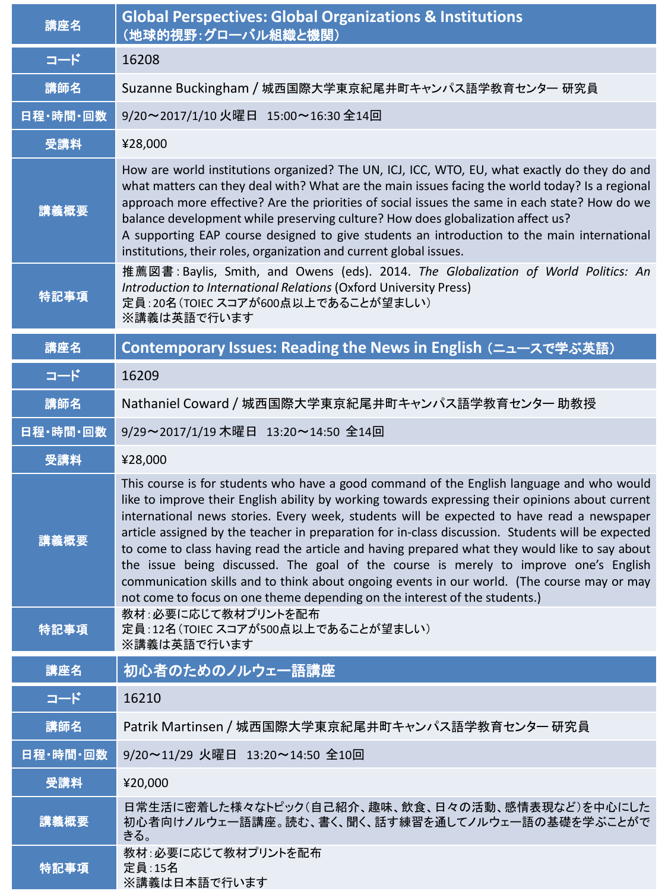| 講座名 | Global Perspectives: Global Organizations & Institutions（地球的視野：グローバル組織と機関） |
|---|---|
| コード | 16208 |
| 講師名 | Suzanne Buckingham / 城西国際大学東京紀尾井町キャンパス語学教育センター 研究員 |
| 日程・時間・回数 | 9/20～2017/1/10 火曜日　15:00～16:30 全14回 |
| 受講料 | ¥28,000 |
| 講義概要 | How are world institutions organized? The UN, ICJ, ICC, WTO, EU, what exactly do they do and what matters can they deal with? What are the main issues facing the world today? Is a regional approach more effective? Are the priorities of social issues the same in each state? How do we balance development while preserving culture? How does globalization affect us?<br>A supporting EAP course designed to give students an introduction to the main international institutions, their roles, organization and current global issues. |
| 特記事項 | 推薦図書：Baylis, Smith, and Owens (eds). 2014. *The Globalization of World Politics: An Introduction to International Relations* (Oxford University Press)<br>定員：20名（TOIEC スコアが600点以上であることが望ましい）<br>※講義は英語で行います |

| 講座名 | Contemporary Issues: Reading the News in English（ニュースで学ぶ英語） |
|---|---|
| コード | 16209 |
| 講師名 | Nathaniel Coward / 城西国際大学東京紀尾井町キャンパス語学教育センター 助教授 |
| 日程・時間・回数 | 9/29～2017/1/19 木曜日　13:20～14:50 全14回 |
| 受講料 | ¥28,000 |
| 講義概要 | This course is for students who have a good command of the English language and who would like to improve their English ability by working towards expressing their opinions about current international news stories. Every week, students will be expected to have read a newspaper article assigned by the teacher in preparation for in-class discussion. Students will be expected to come to class having read the article and having prepared what they would like to say about the issue being discussed. The goal of the course is merely to improve one's English communication skills and to think about ongoing events in our world. (The course may or may not come to focus on one theme depending on the interest of the students.) |
| 特記事項 | 教材：必要に応じて教材プリントを配布<br>定員：12名（TOIEC スコアが500点以上であることが望ましい）<br>※講義は英語で行います |

| 講座名 | 初心者のためのノルウェー語講座 |
|---|---|
| コード | 16210 |
| 講師名 | Patrik Martinsen / 城西国際大学東京紀尾井町キャンパス語学教育センター 研究員 |
| 日程・時間・回数 | 9/20～11/29 火曜日　13:20～14:50 全10回 |
| 受講料 | ¥20,000 |
| 講義概要 | 日常生活に密着した様々なトピック（自己紹介、趣味、飲食、日々の活動、感情表現など）を中心にした初心者向けノルウェー語講座。読む、書く、聞く、話す練習を通してノルウェー語の基礎を学ぶことができる。 |
| 特記事項 | 教材：必要に応じて教材プリントを配布<br>定員：15名<br>※講義は日本語で行います |